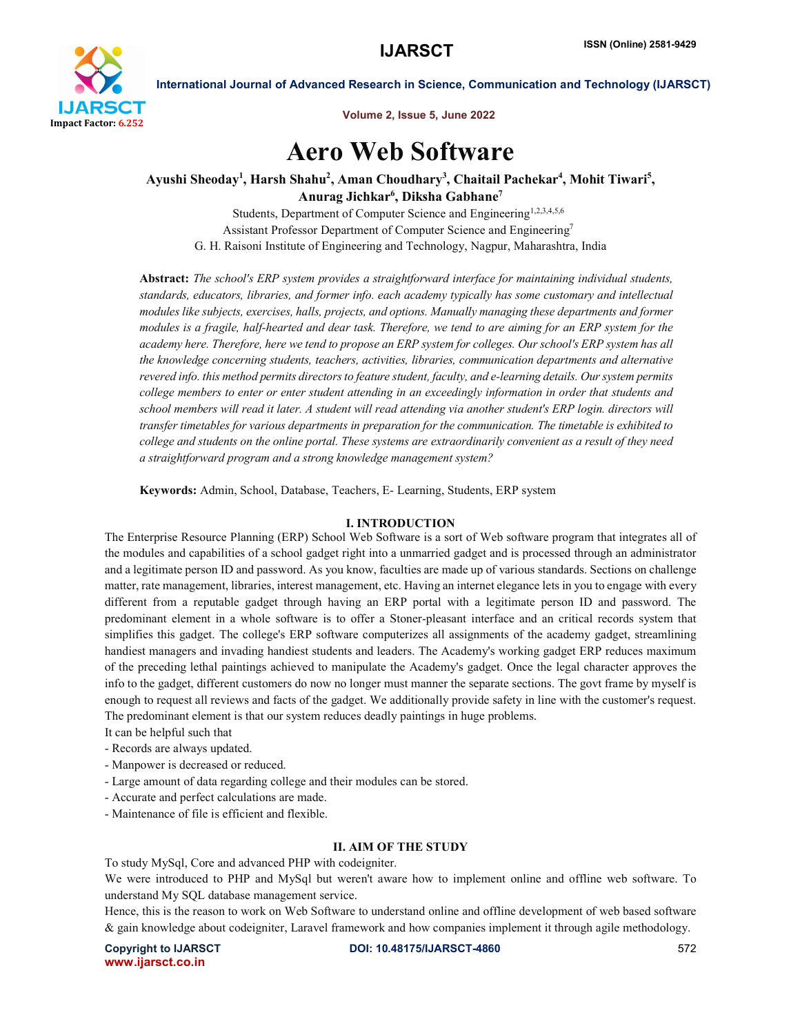# Aero Web Software

**Ayushi Sheoday[1], Harsh Shahu[2], Aman Choudhary[3], Chaitail Pachekar[4], Mohit Tiwari[5], Anurag Jichkar[6], Diksha Gabhane[7]**

Students, Department of Computer Science and Engineering[1,2,3,4,5,6]

Assistant Professor Department of Computer Science and Engineering[7]

G. H. Raisoni Institute of Engineering and Technology, Nagpur, Maharashtra, India

**Abstract:** *The school's ERP system provides a straightforward interface for maintaining individual students, standards, educators, libraries, and former info. each academy typically has some customary and intellectual modules like subjects, exercises, halls, projects, and options. Manually managing these departments and former modules is a fragile, half-hearted and dear task. Therefore, we tend to are aiming for an ERP system for the academy here. Therefore, here we tend to propose an ERP system for colleges. Our school's ERP system has all the knowledge concerning students, teachers, activities, libraries, communication departments and alternative revered info. this method permits directors to feature student, faculty, and e-learning details. Our system permits college members to enter or enter student attending in an exceedingly information in order that students and school members will read it later. A student will read attending via another student's ERP login. directors will transfer timetables for various departments in preparation for the communication. The timetable is exhibited to college and students on the online portal. These systems are extraordinarily convenient as a result of they need a straightforward program and a strong knowledge management system?*

**Keywords:** Admin, School, Database, Teachers, E- Learning, Students, ERP system

## I. INTRODUCTION

The Enterprise Resource Planning (ERP) School Web Software is a sort of Web software program that integrates all of the modules and capabilities of a school gadget right into a unmarried gadget and is processed through an administrator and a legitimate person ID and password. As you know, faculties are made up of various standards. Sections on challenge matter, rate management, libraries, interest management, etc. Having an internet elegance lets in you to engage with every different from a reputable gadget through having an ERP portal with a legitimate person ID and password. The predominant element in a whole software is to offer a Stoner-pleasant interface and an critical records system that simplifies this gadget. The college's ERP software computerizes all assignments of the academy gadget, streamlining handiest managers and invading handiest students and leaders. The Academy's working gadget ERP reduces maximum of the preceding lethal paintings achieved to manipulate the Academy's gadget. Once the legal character approves the info to the gadget, different customers do now no longer must manner the separate sections. The govt frame by myself is enough to request all reviews and facts of the gadget. We additionally provide safety in line with the customer's request. The predominant element is that our system reduces deadly paintings in huge problems.

It can be helpful such that

- Records are always updated.
- Manpower is decreased or reduced.
- Large amount of data regarding college and their modules can be stored.
- Accurate and perfect calculations are made.
- Maintenance of file is efficient and flexible.

## II. AIM OF THE STUDY

To study MySql, Core and advanced PHP with codeigniter.

We were introduced to PHP and MySql but weren't aware how to implement online and offline web software. To understand My SQL database management service.

Hence, this is the reason to work on Web Software to understand online and offline development of web based software & gain knowledge about codeigniter, Laravel framework and how companies implement it through agile methodology.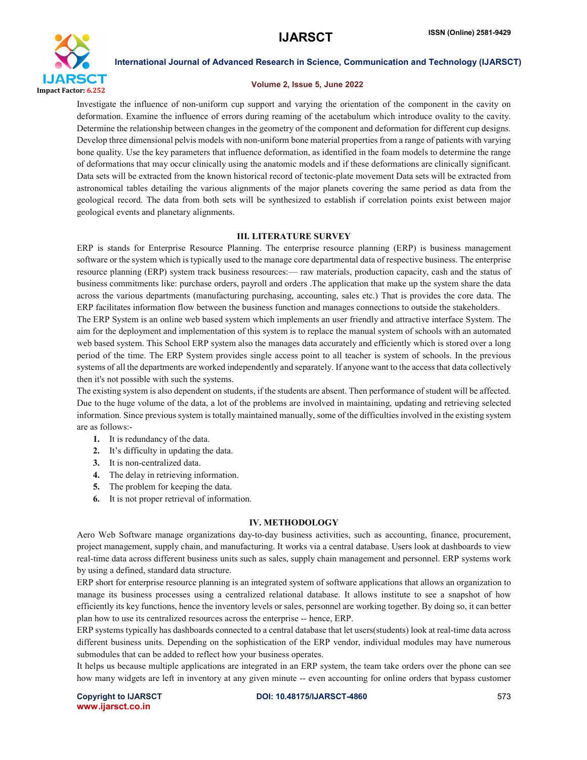Investigate the influence of non-uniform cup support and varying the orientation of the component in the cavity on deformation. Examine the influence of errors during reaming of the acetabulum which introduce ovality to the cavity. Determine the relationship between changes in the geometry of the component and deformation for different cup designs. Develop three dimensional pelvis models with non-uniform bone material properties from a range of patients with varying bone quality. Use the key parameters that influence deformation, as identified in the foam models to determine the range of deformations that may occur clinically using the anatomic models and if these deformations are clinically significant. Data sets will be extracted from the known historical record of tectonic-plate movement Data sets will be extracted from astronomical tables detailing the various alignments of the major planets covering the same period as data from the geological record. The data from both sets will be synthesized to establish if correlation points exist between major geological events and planetary alignments.

## III. LITERATURE SURVEY

ERP is stands for Enterprise Resource Planning. The enterprise resource planning (ERP) is business management software or the system which is typically used to the manage core departmental data of respective business. The enterprise resource planning (ERP) system track business resources:— raw materials, production capacity, cash and the status of business commitments like: purchase orders, payroll and orders .The application that make up the system share the data across the various departments (manufacturing purchasing, accounting, sales etc.) That is provides the core data. The ERP facilitates information flow between the business function and manages connections to outside the stakeholders.

The ERP System is an online web based system which implements an user friendly and attractive interface System. The aim for the deployment and implementation of this system is to replace the manual system of schools with an automated web based system. This School ERP system also the manages data accurately and efficiently which is stored over a long period of the time. The ERP System provides single access point to all teacher is system of schools. In the previous systems of all the departments are worked independently and separately. If anyone want to the access that data collectively then it's not possible with such the systems.

The existing system is also dependent on students, if the students are absent. Then performance of student will be affected. Due to the huge volume of the data, a lot of the problems are involved in maintaining, updating and retrieving selected information. Since previous system is totally maintained manually, some of the difficulties involved in the existing system are as follows:-

1. It is redundancy of the data.
2. It's difficulty in updating the data.
3. It is non-centralized data.
4. The delay in retrieving information.
5. The problem for keeping the data.
6. It is not proper retrieval of information.

## IV. METHODOLOGY

Aero Web Software manage organizations day-to-day business activities, such as accounting, finance, procurement, project management, supply chain, and manufacturing. It works via a central database. Users look at dashboards to view real-time data across different business units such as sales, supply chain management and personnel. ERP systems work by using a defined, standard data structure.

ERP short for enterprise resource planning is an integrated system of software applications that allows an organization to manage its business processes using a centralized relational database. It allows institute to see a snapshot of how efficiently its key functions, hence the inventory levels or sales, personnel are working together. By doing so, it can better plan how to use its centralized resources across the enterprise -- hence, ERP.

ERP systems typically has dashboards connected to a central database that let users(students) look at real-time data across different business units. Depending on the sophistication of the ERP vendor, individual modules may have numerous submodules that can be added to reflect how your business operates.

It helps us because multiple applications are integrated in an ERP system, the team take orders over the phone can see how many widgets are left in inventory at any given minute -- even accounting for online orders that bypass customer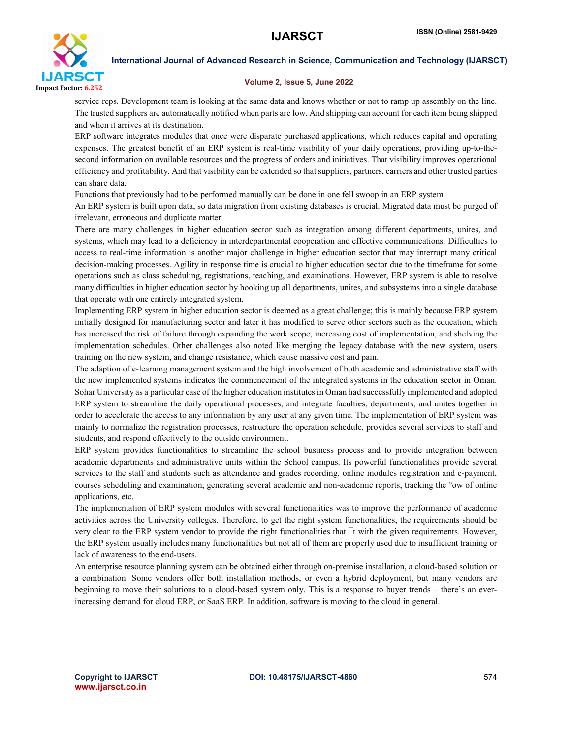service reps. Development team is looking at the same data and knows whether or not to ramp up assembly on the line. The trusted suppliers are automatically notified when parts are low. And shipping can account for each item being shipped and when it arrives at its destination.

ERP software integrates modules that once were disparate purchased applications, which reduces capital and operating expenses. The greatest benefit of an ERP system is real-time visibility of your daily operations, providing up-to-the-second information on available resources and the progress of orders and initiatives. That visibility improves operational efficiency and profitability. And that visibility can be extended so that suppliers, partners, carriers and other trusted parties can share data.

Functions that previously had to be performed manually can be done in one fell swoop in an ERP system

An ERP system is built upon data, so data migration from existing databases is crucial. Migrated data must be purged of irrelevant, erroneous and duplicate matter.

There are many challenges in higher education sector such as integration among different departments, unites, and systems, which may lead to a deficiency in interdepartmental cooperation and effective communications. Difficulties to access to real-time information is another major challenge in higher education sector that may interrupt many critical decision-making processes. Agility in response time is crucial to higher education sector due to the timeframe for some operations such as class scheduling, registrations, teaching, and examinations. However, ERP system is able to resolve many difficulties in higher education sector by hooking up all departments, unites, and subsystems into a single database that operate with one entirely integrated system.

Implementing ERP system in higher education sector is deemed as a great challenge; this is mainly because ERP system initially designed for manufacturing sector and later it has modified to serve other sectors such as the education, which has increased the risk of failure through expanding the work scope, increasing cost of implementation, and shelving the implementation schedules. Other challenges also noted like merging the legacy database with the new system, users training on the new system, and change resistance, which cause massive cost and pain.

The adaption of e-learning management system and the high involvement of both academic and administrative staff with the new implemented systems indicates the commencement of the integrated systems in the education sector in Oman. Sohar University as a particular case of the higher education institutes in Oman had successfully implemented and adopted ERP system to streamline the daily operational processes, and integrate faculties, departments, and unites together in order to accelerate the access to any information by any user at any given time. The implementation of ERP system was mainly to normalize the registration processes, restructure the operation schedule, provides several services to staff and students, and respond effectively to the outside environment.

ERP system provides functionalities to streamline the school business process and to provide integration between academic departments and administrative units within the School campus. Its powerful functionalities provide several services to the staff and students such as attendance and grades recording, online modules registration and e-payment, courses scheduling and examination, generating several academic and non-academic reports, tracking the °ow of online applications, etc.

The implementation of ERP system modules with several functionalities was to improve the performance of academic activities across the University colleges. Therefore, to get the right system functionalities, the requirements should be very clear to the ERP system vendor to provide the right functionalities that ¯t with the given requirements. However, the ERP system usually includes many functionalities but not all of them are properly used due to insufficient training or lack of awareness to the end-users.

An enterprise resource planning system can be obtained either through on-premise installation, a cloud-based solution or a combination. Some vendors offer both installation methods, or even a hybrid deployment, but many vendors are beginning to move their solutions to a cloud-based system only. This is a response to buyer trends – there's an ever-increasing demand for cloud ERP, or SaaS ERP. In addition, software is moving to the cloud in general.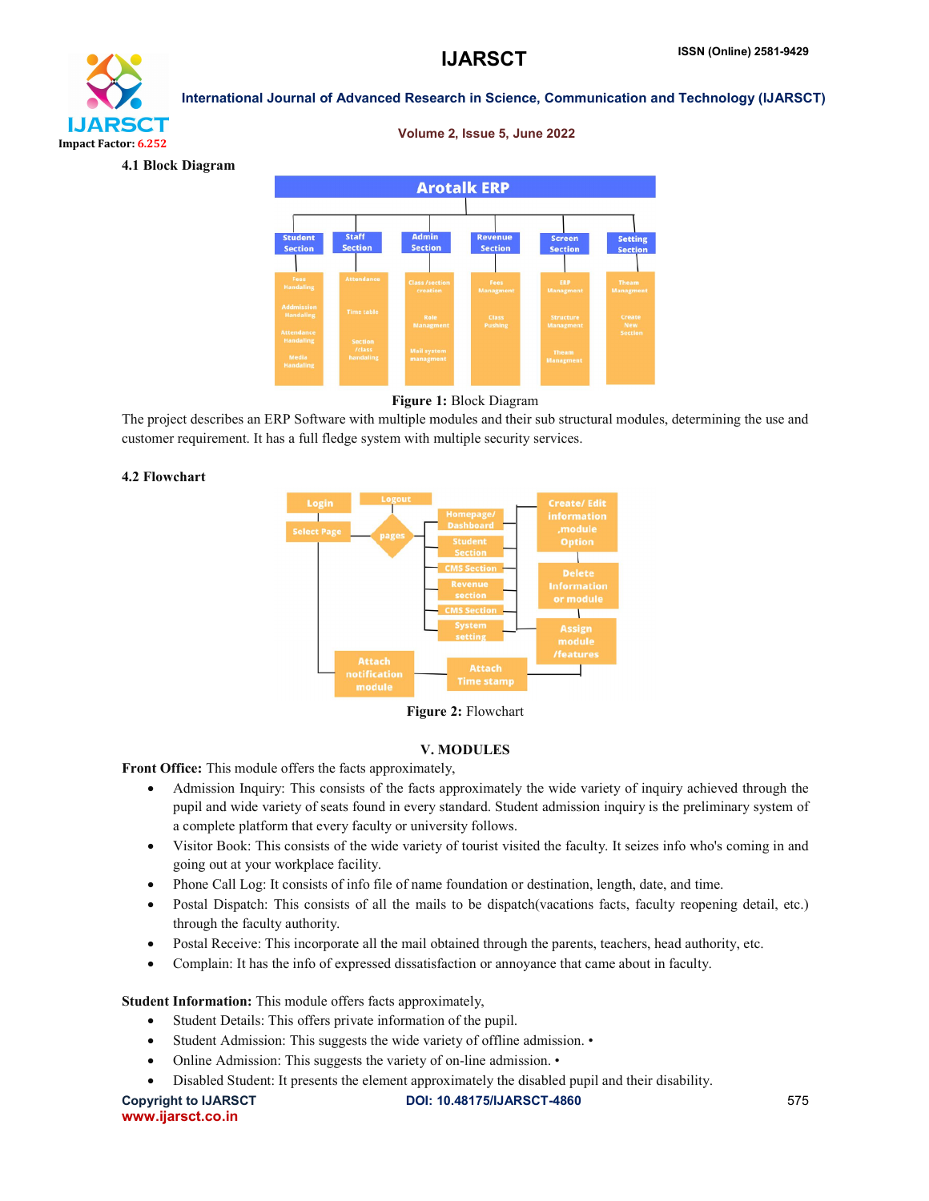### 4.1 Block Diagram

Figure 1: Block Diagram

The project describes an ERP Software with multiple modules and their sub structural modules, determining the use and customer requirement. It has a full fledge system with multiple security services.

### 4.2 Flowchart

Figure 2: Flowchart

## V. MODULES

**Front Office:** This module offers the facts approximately,

- Admission Inquiry: This consists of the facts approximately the wide variety of inquiry achieved through the pupil and wide variety of seats found in every standard. Student admission inquiry is the preliminary system of a complete platform that every faculty or university follows.
- Visitor Book: This consists of the wide variety of tourist visited the faculty. It seizes info who's coming in and going out at your workplace facility.
- Phone Call Log: It consists of info file of name foundation or destination, length, date, and time.
- Postal Dispatch: This consists of all the mails to be dispatch(vacations facts, faculty reopening detail, etc.) through the faculty authority.
- Postal Receive: This incorporate all the mail obtained through the parents, teachers, head authority, etc.
- Complain: It has the info of expressed dissatisfaction or annoyance that came about in faculty.

**Student Information:** This module offers facts approximately,

- Student Details: This offers private information of the pupil.
- Student Admission: This suggests the wide variety of offline admission. •
- Online Admission: This suggests the variety of on-line admission. •
- Disabled Student: It presents the element approximately the disabled pupil and their disability.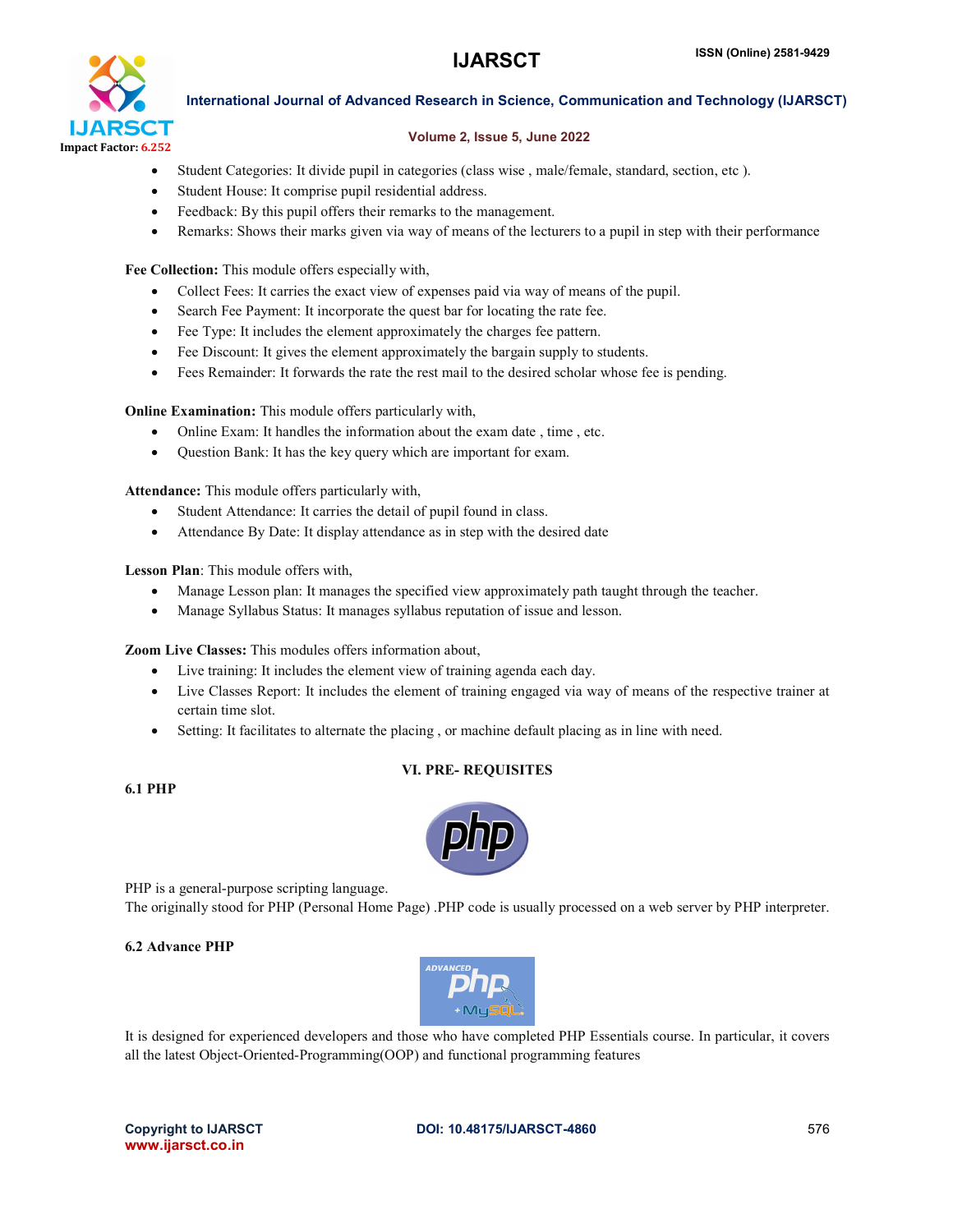- Student Categories: It divide pupil in categories (class wise , male/female, standard, section, etc ).
- Student House: It comprise pupil residential address.
- Feedback: By this pupil offers their remarks to the management.
- Remarks: Shows their marks given via way of means of the lecturers to a pupil in step with their performance

**Fee Collection:** This module offers especially with,

- Collect Fees: It carries the exact view of expenses paid via way of means of the pupil.
- Search Fee Payment: It incorporate the quest bar for locating the rate fee.
- Fee Type: It includes the element approximately the charges fee pattern.
- Fee Discount: It gives the element approximately the bargain supply to students.
- Fees Remainder: It forwards the rate the rest mail to the desired scholar whose fee is pending.

**Online Examination:** This module offers particularly with,

- Online Exam: It handles the information about the exam date , time , etc.
- Question Bank: It has the key query which are important for exam.

**Attendance:** This module offers particularly with,

- Student Attendance: It carries the detail of pupil found in class.
- Attendance By Date: It display attendance as in step with the desired date

**Lesson Plan**: This module offers with,

- Manage Lesson plan: It manages the specified view approximately path taught through the teacher.
- Manage Syllabus Status: It manages syllabus reputation of issue and lesson.

**Zoom Live Classes:** This modules offers information about,

- Live training: It includes the element view of training agenda each day.
- Live Classes Report: It includes the element of training engaged via way of means of the respective trainer at certain time slot.
- Setting: It facilitates to alternate the placing , or machine default placing as in line with need.

## VI. PRE- REQUISITES

### 6.1 PHP

PHP is a general-purpose scripting language.
The originally stood for PHP (Personal Home Page) .PHP code is usually processed on a web server by PHP interpreter.

### 6.2 Advance PHP

It is designed for experienced developers and those who have completed PHP Essentials course. In particular, it covers all the latest Object-Oriented-Programming(OOP) and functional programming features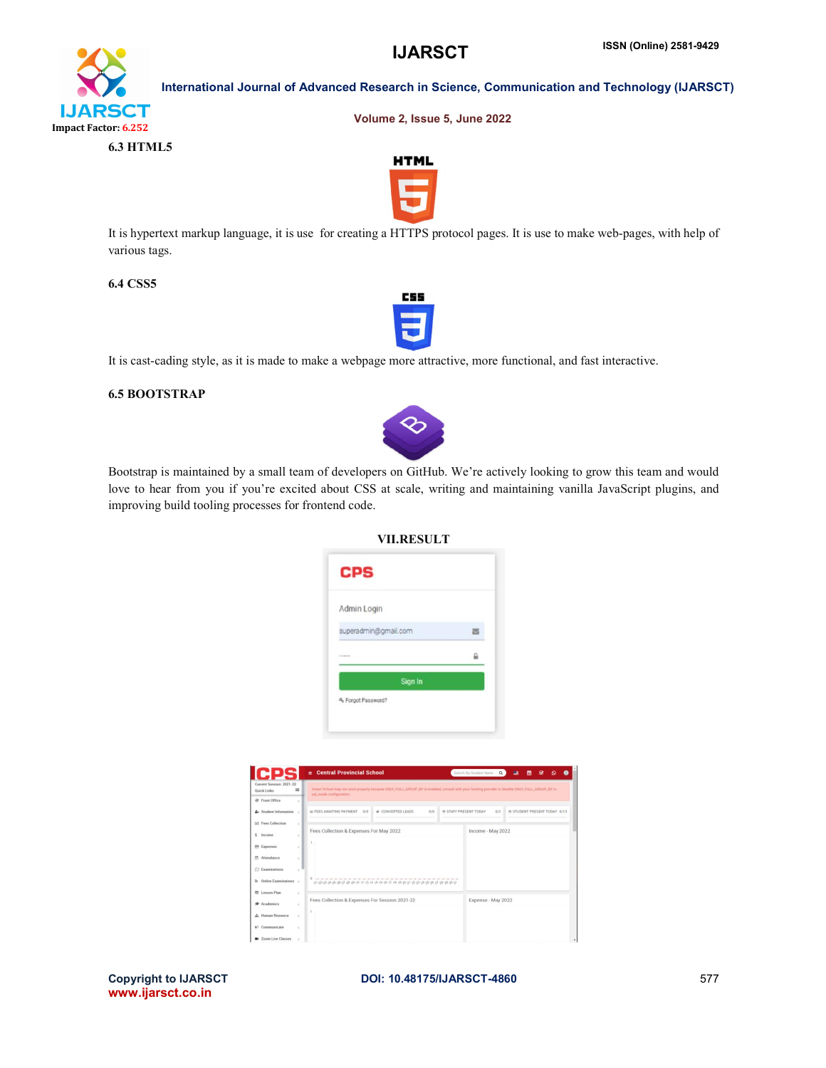### 6.3 HTML5

It is hypertext markup language, it is use  for creating a HTTPS protocol pages. It is use to make web-pages, with help of various tags.

### 6.4 CSS5

It is cast-cading style, as it is made to make a webpage more attractive, more functional, and fast interactive.

### 6.5 BOOTSTRAP

Bootstrap is maintained by a small team of developers on GitHub. We're actively looking to grow this team and would love to hear from you if you're excited about CSS at scale, writing and maintaining vanilla JavaScript plugins, and improving build tooling processes for frontend code.

## VII.RESULT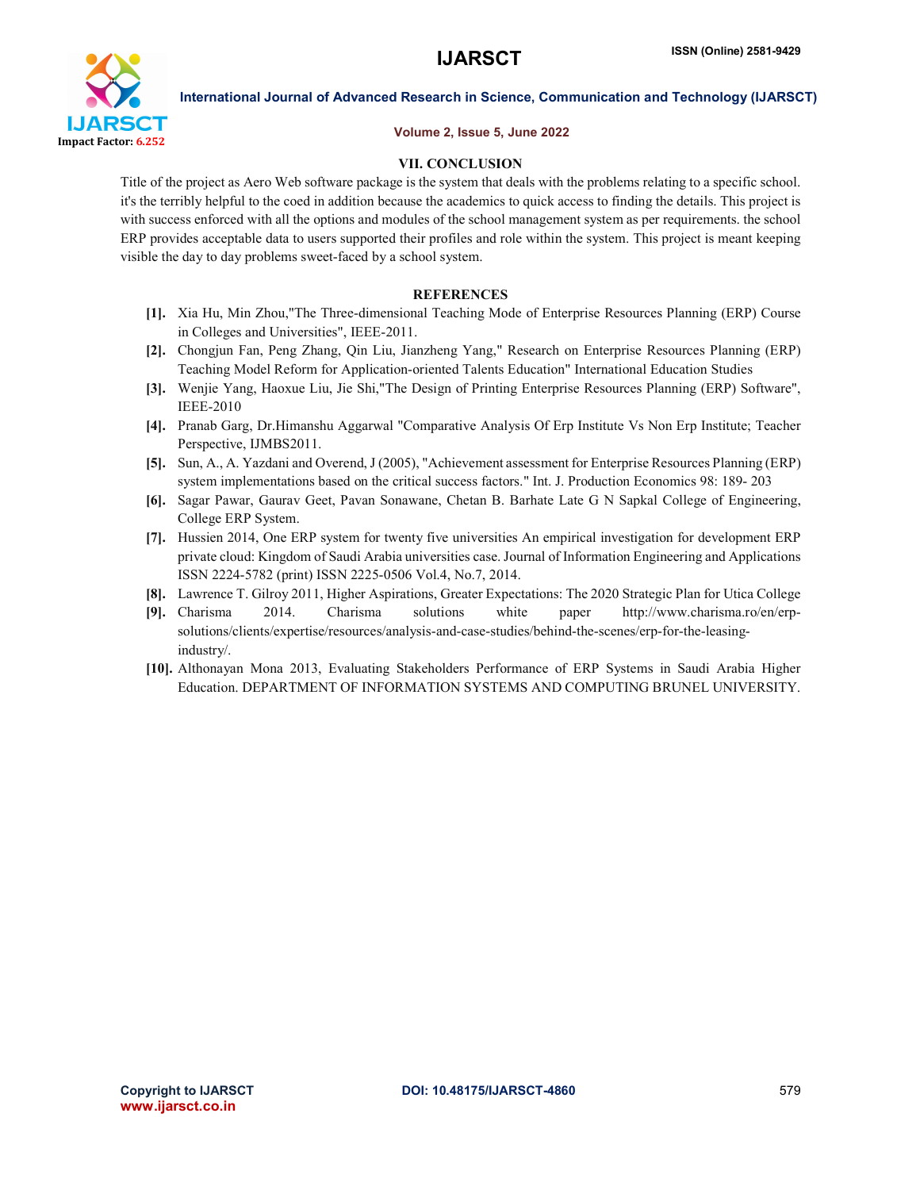## VII. CONCLUSION

Title of the project as Aero Web software package is the system that deals with the problems relating to a specific school. it's the terribly helpful to the coed in addition because the academics to quick access to finding the details. This project is with success enforced with all the options and modules of the school management system as per requirements. the school ERP provides acceptable data to users supported their profiles and role within the system. This project is meant keeping visible the day to day problems sweet-faced by a school system.

## REFERENCES

- **[1].** Xia Hu, Min Zhou,"The Three-dimensional Teaching Mode of Enterprise Resources Planning (ERP) Course in Colleges and Universities", IEEE-2011.
- **[2].** Chongjun Fan, Peng Zhang, Qin Liu, Jianzheng Yang," Research on Enterprise Resources Planning (ERP) Teaching Model Reform for Application-oriented Talents Education" International Education Studies
- **[3].** Wenjie Yang, Haoxue Liu, Jie Shi,"The Design of Printing Enterprise Resources Planning (ERP) Software", IEEE-2010
- **[4].** Pranab Garg, Dr.Himanshu Aggarwal "Comparative Analysis Of Erp Institute Vs Non Erp Institute; Teacher Perspective, IJMBS2011.
- **[5].** Sun, A., A. Yazdani and Overend, J (2005), "Achievement assessment for Enterprise Resources Planning (ERP) system implementations based on the critical success factors." Int. J. Production Economics 98: 189- 203
- **[6].** Sagar Pawar, Gaurav Geet, Pavan Sonawane, Chetan B. Barhate Late G N Sapkal College of Engineering, College ERP System.
- **[7].** Hussien 2014, One ERP system for twenty five universities An empirical investigation for development ERP private cloud: Kingdom of Saudi Arabia universities case. Journal of Information Engineering and Applications ISSN 2224-5782 (print) ISSN 2225-0506 Vol.4, No.7, 2014.
- **[8].** Lawrence T. Gilroy 2011, Higher Aspirations, Greater Expectations: The 2020 Strategic Plan for Utica College
- **[9].** Charisma 2014. Charisma solutions white paper http://www.charisma.ro/en/erp-solutions/clients/expertise/resources/analysis-and-case-studies/behind-the-scenes/erp-for-the-leasing-industry/.
- **[10].** Althonayan Mona 2013, Evaluating Stakeholders Performance of ERP Systems in Saudi Arabia Higher Education. DEPARTMENT OF INFORMATION SYSTEMS AND COMPUTING BRUNEL UNIVERSITY.